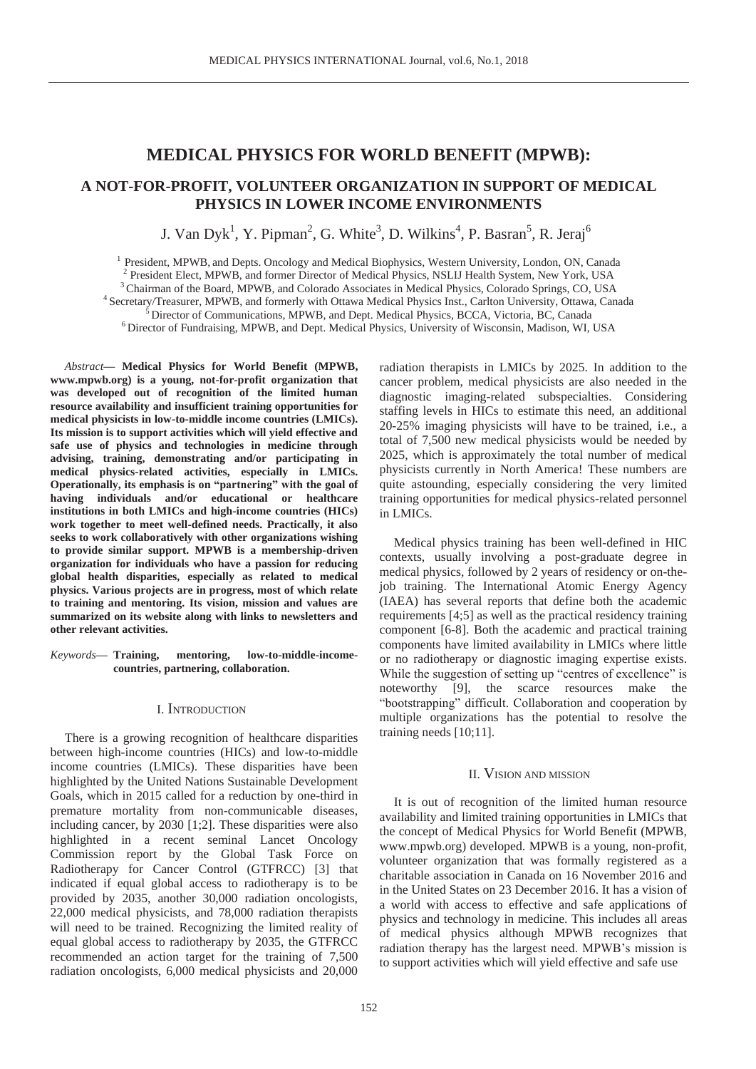# MEDICAL PHYSICS FOR WORLD BENEFIT (MPWB):

## A NOT-FOR-PROFIT, VOLUNTEER ORGANIZATION IN SUPPORT OF MEDICAL PHYSICS IN LOWER INCOME ENVIRONMENTS

J. Van Dyk[1], Y. Pipman[2], G. White[3], D. Wilkins[4], P. Basran[5], R. Jeraj[6]

[1] President, MPWB, and Depts. Oncology and Medical Biophysics, Western University, London, ON, Canada
[2] President Elect, MPWB, and former Director of Medical Physics, NSLIJ Health System, New York, USA
[3] Chairman of the Board, MPWB, and Colorado Associates in Medical Physics, Colorado Springs, CO, USA
[4] Secretary/Treasurer, MPWB, and formerly with Ottawa Medical Physics Inst., Carlton University, Ottawa, Canada
[5] Director of Communications, MPWB, and Dept. Medical Physics, BCCA, Victoria, BC, Canada
[6] Director of Fundraising, MPWB, and Dept. Medical Physics, University of Wisconsin, Madison, WI, USA

*Abstract*— **Medical Physics for World Benefit (MPWB, www.mpwb.org) is a young, not-for-profit organization that was developed out of recognition of the limited human resource availability and insufficient training opportunities for medical physicists in low-to-middle income countries (LMICs). Its mission is to support activities which will yield effective and safe use of physics and technologies in medicine through advising, training, demonstrating and/or participating in medical physics-related activities, especially in LMICs. Operationally, its emphasis is on "partnering" with the goal of having individuals and/or educational or healthcare institutions in both LMICs and high-income countries (HICs) work together to meet well-defined needs. Practically, it also seeks to work collaboratively with other organizations wishing to provide similar support. MPWB is a membership-driven organization for individuals who have a passion for reducing global health disparities, especially as related to medical physics. Various projects are in progress, most of which relate to training and mentoring. Its vision, mission and values are summarized on its website along with links to newsletters and other relevant activities.**

*Keywords*— **Training, mentoring, low-to-middle-income-countries, partnering, collaboration.**

### I. INTRODUCTION

There is a growing recognition of healthcare disparities between high-income countries (HICs) and low-to-middle income countries (LMICs). These disparities have been highlighted by the United Nations Sustainable Development Goals, which in 2015 called for a reduction by one-third in premature mortality from non-communicable diseases, including cancer, by 2030 [1;2]. These disparities were also highlighted in a recent seminal Lancet Oncology Commission report by the Global Task Force on Radiotherapy for Cancer Control (GTFRCC) [3] that indicated if equal global access to radiotherapy is to be provided by 2035, another 30,000 radiation oncologists, 22,000 medical physicists, and 78,000 radiation therapists will need to be trained. Recognizing the limited reality of equal global access to radiotherapy by 2035, the GTFRCC recommended an action target for the training of 7,500 radiation oncologists, 6,000 medical physicists and 20,000 radiation therapists in LMICs by 2025. In addition to the cancer problem, medical physicists are also needed in the diagnostic imaging-related subspecialties. Considering staffing levels in HICs to estimate this need, an additional 20-25% imaging physicists will have to be trained, i.e., a total of 7,500 new medical physicists would be needed by 2025, which is approximately the total number of medical physicists currently in North America! These numbers are quite astounding, especially considering the very limited training opportunities for medical physics-related personnel in LMICs.

Medical physics training has been well-defined in HIC contexts, usually involving a post-graduate degree in medical physics, followed by 2 years of residency or on-the-job training. The International Atomic Energy Agency (IAEA) has several reports that define both the academic requirements [4;5] as well as the practical residency training component [6-8]. Both the academic and practical training components have limited availability in LMICs where little or no radiotherapy or diagnostic imaging expertise exists. While the suggestion of setting up "centres of excellence" is noteworthy [9], the scarce resources make the "bootstrapping" difficult. Collaboration and cooperation by multiple organizations has the potential to resolve the training needs [10;11].

### II. VISION AND MISSION

It is out of recognition of the limited human resource availability and limited training opportunities in LMICs that the concept of Medical Physics for World Benefit (MPWB, www.mpwb.org) developed. MPWB is a young, non-profit, volunteer organization that was formally registered as a charitable association in Canada on 16 November 2016 and in the United States on 23 December 2016. It has a vision of a world with access to effective and safe applications of physics and technology in medicine. This includes all areas of medical physics although MPWB recognizes that radiation therapy has the largest need. MPWB's mission is to support activities which will yield effective and safe use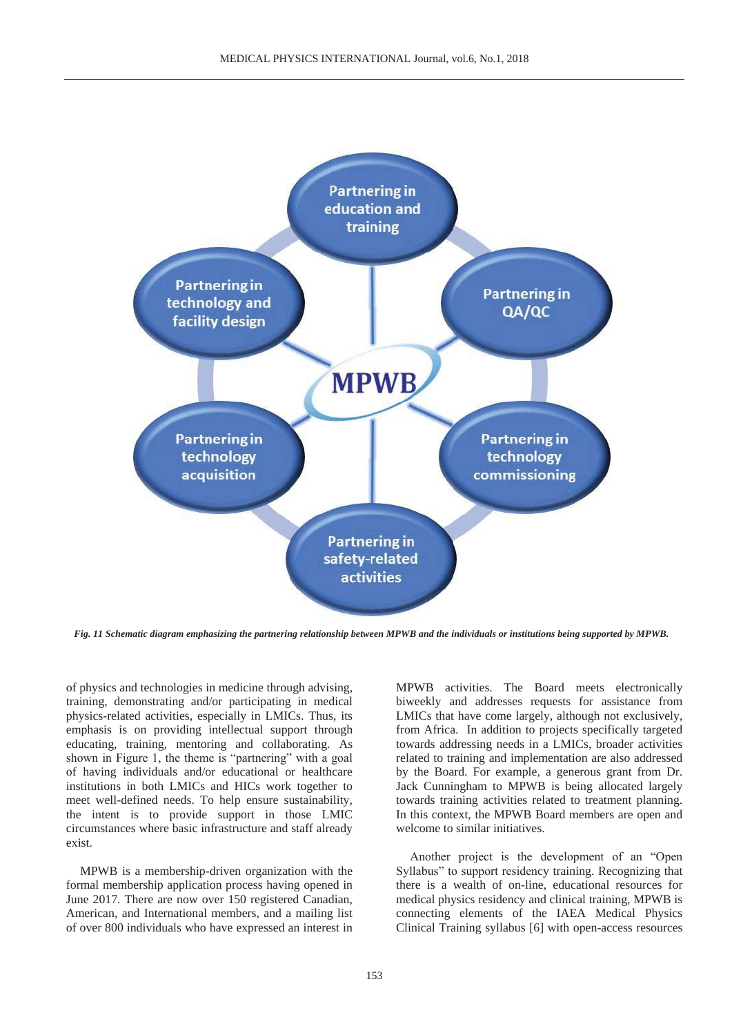Partnering in education and training

Partnering in QA/QC

Partnering in technology commissioning

Partnering in safety-related activities

Partnering in technology acquisition

Partnering in technology and facility design

MPWB

*Fig. 11 Schematic diagram emphasizing the partnering relationship between MPWB and the individuals or institutions being supported by MPWB.*

of physics and technologies in medicine through advising, training, demonstrating and/or participating in medical physics-related activities, especially in LMICs. Thus, its emphasis is on providing intellectual support through educating, training, mentoring and collaborating. As shown in Figure 1, the theme is "partnering" with a goal of having individuals and/or educational or healthcare institutions in both LMICs and HICs work together to meet well-defined needs. To help ensure sustainability, the intent is to provide support in those LMIC circumstances where basic infrastructure and staff already exist.

MPWB is a membership-driven organization with the formal membership application process having opened in June 2017. There are now over 150 registered Canadian, American, and International members, and a mailing list of over 800 individuals who have expressed an interest in MPWB activities. The Board meets electronically biweekly and addresses requests for assistance from LMICs that have come largely, although not exclusively, from Africa. In addition to projects specifically targeted towards addressing needs in a LMICs, broader activities related to training and implementation are also addressed by the Board. For example, a generous grant from Dr. Jack Cunningham to MPWB is being allocated largely towards training activities related to treatment planning. In this context, the MPWB Board members are open and welcome to similar initiatives.

Another project is the development of an "Open Syllabus" to support residency training. Recognizing that there is a wealth of on-line, educational resources for medical physics residency and clinical training, MPWB is connecting elements of the IAEA Medical Physics Clinical Training syllabus [6] with open-access resources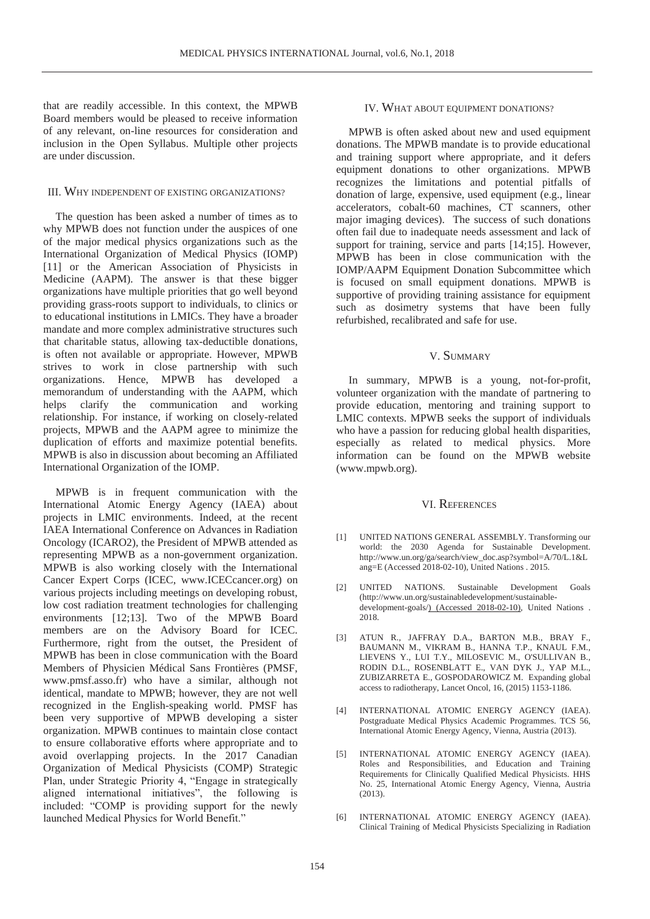that are readily accessible. In this context, the MPWB Board members would be pleased to receive information of any relevant, on-line resources for consideration and inclusion in the Open Syllabus. Multiple other projects are under discussion.

## III. WHY INDEPENDENT OF EXISTING ORGANIZATIONS?

The question has been asked a number of times as to why MPWB does not function under the auspices of one of the major medical physics organizations such as the International Organization of Medical Physics (IOMP) [11] or the American Association of Physicists in Medicine (AAPM). The answer is that these bigger organizations have multiple priorities that go well beyond providing grass-roots support to individuals, to clinics or to educational institutions in LMICs. They have a broader mandate and more complex administrative structures such that charitable status, allowing tax-deductible donations, is often not available or appropriate. However, MPWB strives to work in close partnership with such organizations. Hence, MPWB has developed a memorandum of understanding with the AAPM, which helps clarify the communication and working relationship. For instance, if working on closely-related projects, MPWB and the AAPM agree to minimize the duplication of efforts and maximize potential benefits. MPWB is also in discussion about becoming an Affiliated International Organization of the IOMP.

MPWB is in frequent communication with the International Atomic Energy Agency (IAEA) about projects in LMIC environments. Indeed, at the recent IAEA International Conference on Advances in Radiation Oncology (ICARO2), the President of MPWB attended as representing MPWB as a non-government organization. MPWB is also working closely with the International Cancer Expert Corps (ICEC, www.ICECcancer.org) on various projects including meetings on developing robust, low cost radiation treatment technologies for challenging environments [12;13]. Two of the MPWB Board members are on the Advisory Board for ICEC. Furthermore, right from the outset, the President of MPWB has been in close communication with the Board Members of Physicien Médical Sans Frontières (PMSF, www.pmsf.asso.fr) who have a similar, although not identical, mandate to MPWB; however, they are not well recognized in the English-speaking world. PMSF has been very supportive of MPWB developing a sister organization. MPWB continues to maintain close contact to ensure collaborative efforts where appropriate and to avoid overlapping projects. In the 2017 Canadian Organization of Medical Physicists (COMP) Strategic Plan, under Strategic Priority 4, "Engage in strategically aligned international initiatives", the following is included: "COMP is providing support for the newly launched Medical Physics for World Benefit."

## IV. WHAT ABOUT EQUIPMENT DONATIONS?

MPWB is often asked about new and used equipment donations. The MPWB mandate is to provide educational and training support where appropriate, and it defers equipment donations to other organizations. MPWB recognizes the limitations and potential pitfalls of donation of large, expensive, used equipment (e.g., linear accelerators, cobalt-60 machines, CT scanners, other major imaging devices). The success of such donations often fail due to inadequate needs assessment and lack of support for training, service and parts [14;15]. However, MPWB has been in close communication with the IOMP/AAPM Equipment Donation Subcommittee which is focused on small equipment donations. MPWB is supportive of providing training assistance for equipment such as dosimetry systems that have been fully refurbished, recalibrated and safe for use.

## V. SUMMARY

In summary, MPWB is a young, not-for-profit, volunteer organization with the mandate of partnering to provide education, mentoring and training support to LMIC contexts. MPWB seeks the support of individuals who have a passion for reducing global health disparities, especially as related to medical physics. More information can be found on the MPWB website (www.mpwb.org).

## VI. REFERENCES

[1] UNITED NATIONS GENERAL ASSEMBLY. Transforming our world: the 2030 Agenda for Sustainable Development. http://www.un.org/ga/search/view_doc.asp?symbol=A/70/L.1&Lang=E (Accessed 2018-02-10), United Nations . 2015.

[2] UNITED NATIONS. Sustainable Development Goals (http://www.un.org/sustainabledevelopment/sustainable-development-goals/) (Accessed 2018-02-10), United Nations . 2018.

[3] ATUN R., JAFFRAY D.A., BARTON M.B., BRAY F., BAUMANN M., VIKRAM B., HANNA T.P., KNAUL F.M., LIEVENS Y., LUI T.Y., MILOSEVIC M., O'SULLIVAN B., RODIN D.L., ROSENBLATT E., VAN DYK J., YAP M.L., ZUBIZARRETA E., GOSPODAROWICZ M. Expanding global access to radiotherapy, Lancet Oncol, 16, (2015) 1153-1186.

[4] INTERNATIONAL ATOMIC ENERGY AGENCY (IAEA). Postgraduate Medical Physics Academic Programmes. TCS 56, International Atomic Energy Agency, Vienna, Austria (2013).

[5] INTERNATIONAL ATOMIC ENERGY AGENCY (IAEA). Roles and Responsibilities, and Education and Training Requirements for Clinically Qualified Medical Physicists. HHS No. 25, International Atomic Energy Agency, Vienna, Austria (2013).

[6] INTERNATIONAL ATOMIC ENERGY AGENCY (IAEA). Clinical Training of Medical Physicists Specializing in Radiation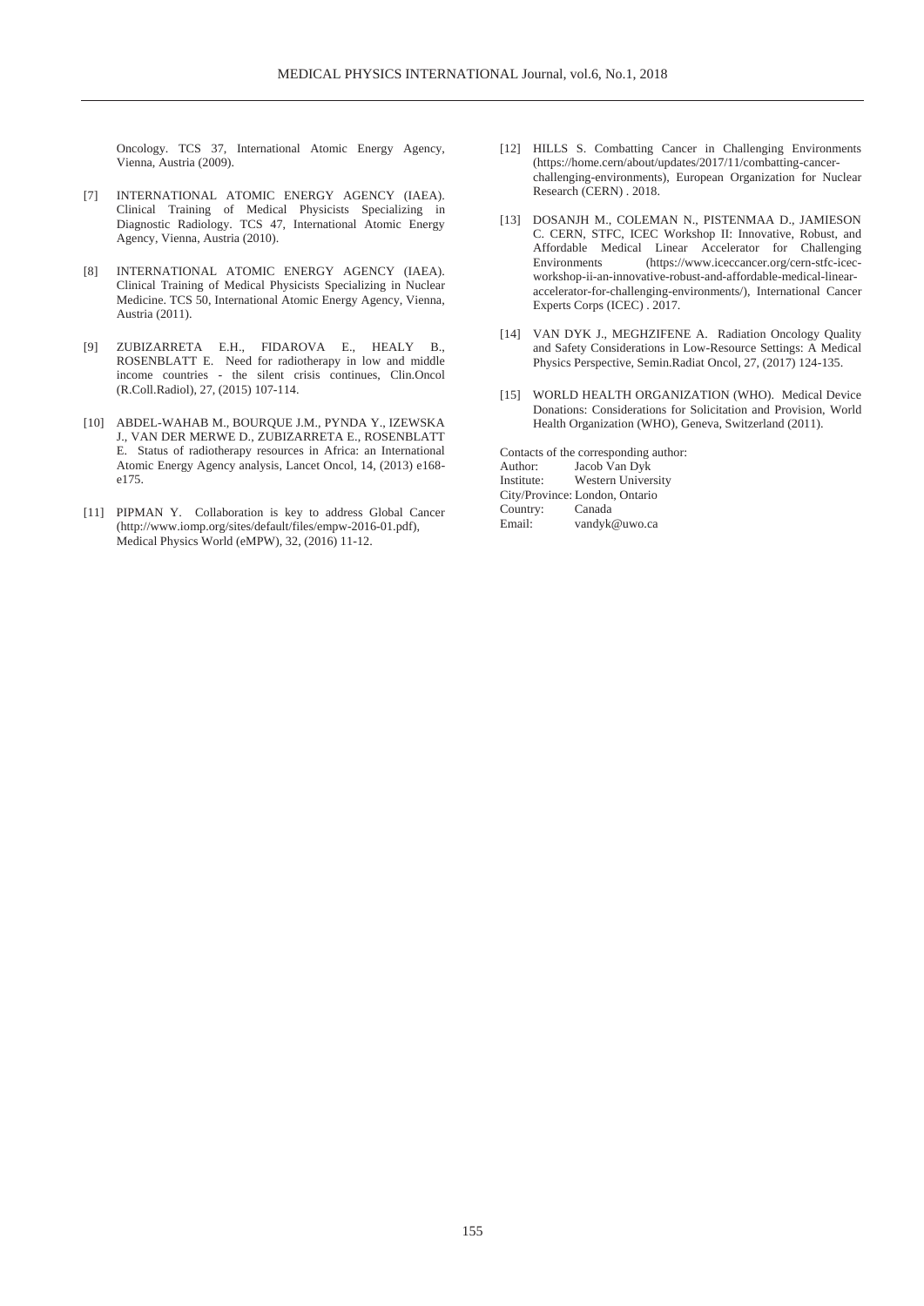Oncology. TCS 37, International Atomic Energy Agency, Vienna, Austria (2009).

[7] INTERNATIONAL ATOMIC ENERGY AGENCY (IAEA). Clinical Training of Medical Physicists Specializing in Diagnostic Radiology. TCS 47, International Atomic Energy Agency, Vienna, Austria (2010).

[8] INTERNATIONAL ATOMIC ENERGY AGENCY (IAEA). Clinical Training of Medical Physicists Specializing in Nuclear Medicine. TCS 50, International Atomic Energy Agency, Vienna, Austria (2011).

[9] ZUBIZARRETA E.H., FIDAROVA E., HEALY B., ROSENBLATT E. Need for radiotherapy in low and middle income countries - the silent crisis continues, Clin.Oncol (R.Coll.Radiol), 27, (2015) 107-114.

[10] ABDEL-WAHAB M., BOURQUE J.M., PYNDA Y., IZEWSKA J., VAN DER MERWE D., ZUBIZARRETA E., ROSENBLATT E. Status of radiotherapy resources in Africa: an International Atomic Energy Agency analysis, Lancet Oncol, 14, (2013) e168-e175.

[11] PIPMAN Y. Collaboration is key to address Global Cancer (http://www.iomp.org/sites/default/files/empw-2016-01.pdf), Medical Physics World (eMPW), 32, (2016) 11-12.

[12] HILLS S. Combatting Cancer in Challenging Environments (https://home.cern/about/updates/2017/11/combatting-cancer-challenging-environments), European Organization for Nuclear Research (CERN) . 2018.

[13] DOSANJH M., COLEMAN N., PISTENMAA D., JAMIESON C. CERN, STFC, ICEC Workshop II: Innovative, Robust, and Affordable Medical Linear Accelerator for Challenging Environments (https://www.iceccancer.org/cern-stfc-icec-workshop-ii-an-innovative-robust-and-affordable-medical-linear-accelerator-for-challenging-environments/), International Cancer Experts Corps (ICEC) . 2017.

[14] VAN DYK J., MEGHZIFENE A. Radiation Oncology Quality and Safety Considerations in Low-Resource Settings: A Medical Physics Perspective, Semin.Radiat Oncol, 27, (2017) 124-135.

[15] WORLD HEALTH ORGANIZATION (WHO). Medical Device Donations: Considerations for Solicitation and Provision, World Health Organization (WHO), Geneva, Switzerland (2011).

Contacts of the corresponding author:
Author: Jacob Van Dyk
Institute: Western University
City/Province: London, Ontario
Country: Canada
Email: vandyk@uwo.ca